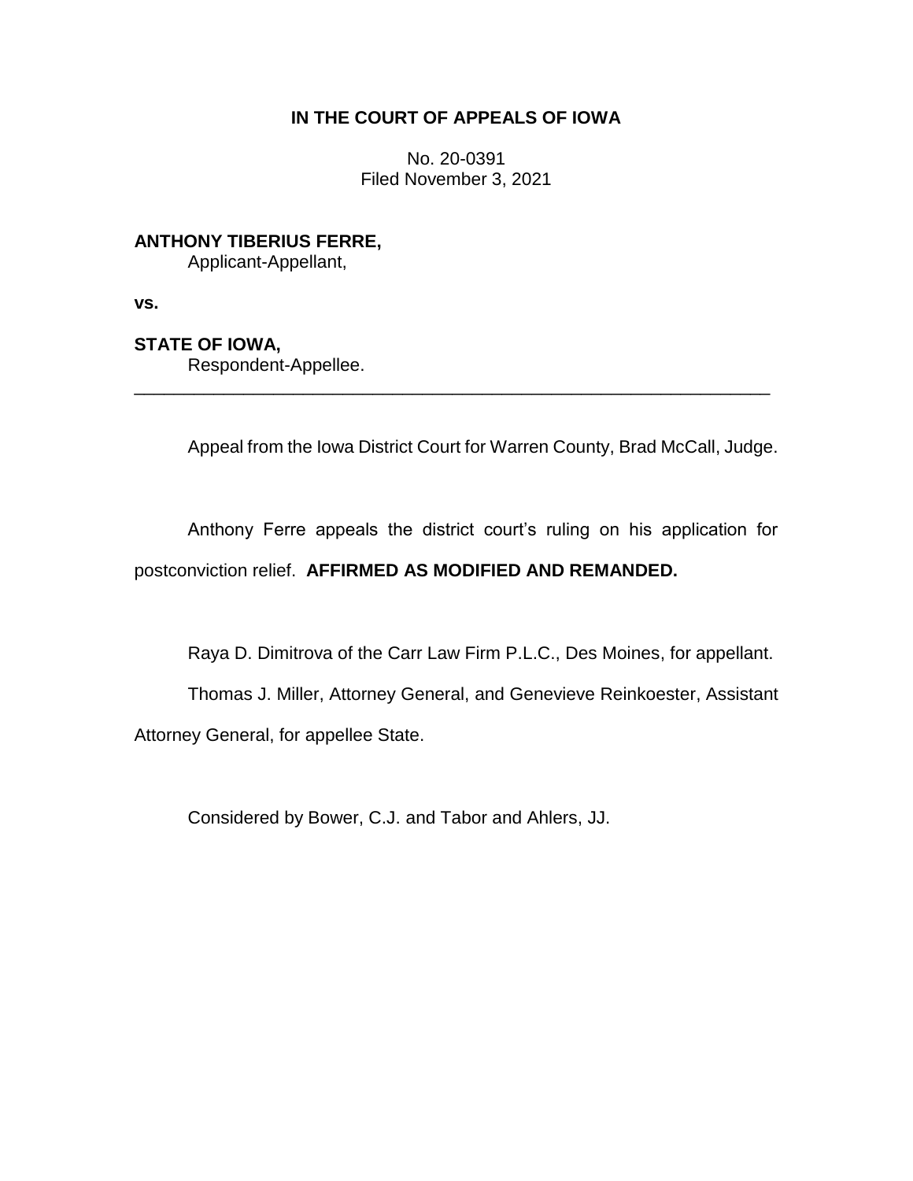**IN THE COURT OF APPEALS OF IOWA**

No. 20-0391
Filed November 3, 2021

**ANTHONY TIBERIUS FERRE,**
Applicant-Appellant,

**vs.**

**STATE OF IOWA,**
Respondent-Appellee.

---

Appeal from the Iowa District Court for Warren County, Brad McCall, Judge.

Anthony Ferre appeals the district court's ruling on his application for postconviction relief. **AFFIRMED AS MODIFIED AND REMANDED.**

Raya D. Dimitrova of the Carr Law Firm P.L.C., Des Moines, for appellant.

Thomas J. Miller, Attorney General, and Genevieve Reinkoester, Assistant Attorney General, for appellee State.

Considered by Bower, C.J. and Tabor and Ahlers, JJ.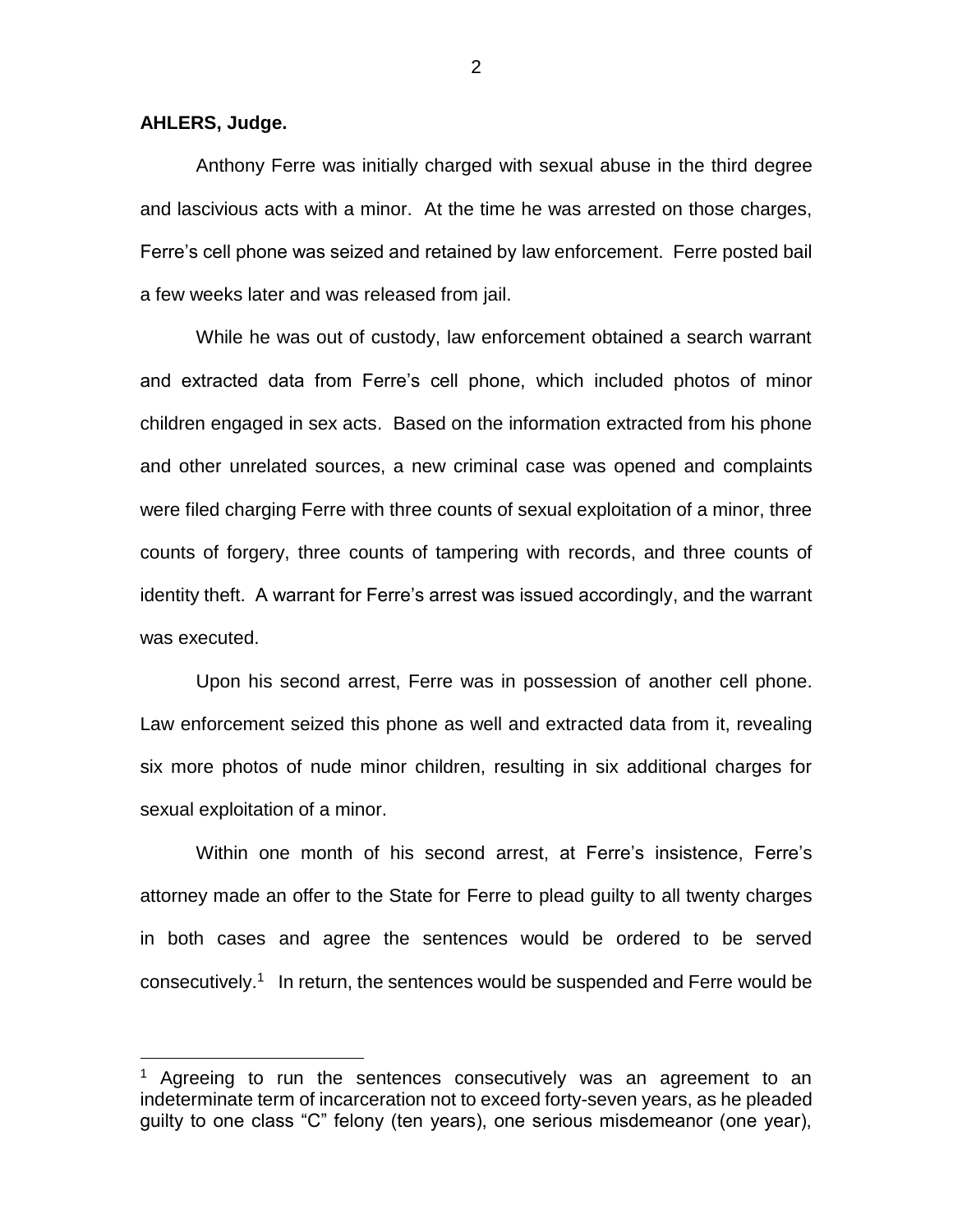**AHLERS, Judge.**

Anthony Ferre was initially charged with sexual abuse in the third degree and lascivious acts with a minor. At the time he was arrested on those charges, Ferre's cell phone was seized and retained by law enforcement. Ferre posted bail a few weeks later and was released from jail.

While he was out of custody, law enforcement obtained a search warrant and extracted data from Ferre's cell phone, which included photos of minor children engaged in sex acts. Based on the information extracted from his phone and other unrelated sources, a new criminal case was opened and complaints were filed charging Ferre with three counts of sexual exploitation of a minor, three counts of forgery, three counts of tampering with records, and three counts of identity theft. A warrant for Ferre's arrest was issued accordingly, and the warrant was executed.

Upon his second arrest, Ferre was in possession of another cell phone. Law enforcement seized this phone as well and extracted data from it, revealing six more photos of nude minor children, resulting in six additional charges for sexual exploitation of a minor.

Within one month of his second arrest, at Ferre's insistence, Ferre's attorney made an offer to the State for Ferre to plead guilty to all twenty charges in both cases and agree the sentences would be ordered to be served consecutively.[1] In return, the sentences would be suspended and Ferre would be

---

[1] Agreeing to run the sentences consecutively was an agreement to an indeterminate term of incarceration not to exceed forty-seven years, as he pleaded guilty to one class "C" felony (ten years), one serious misdemeanor (one year),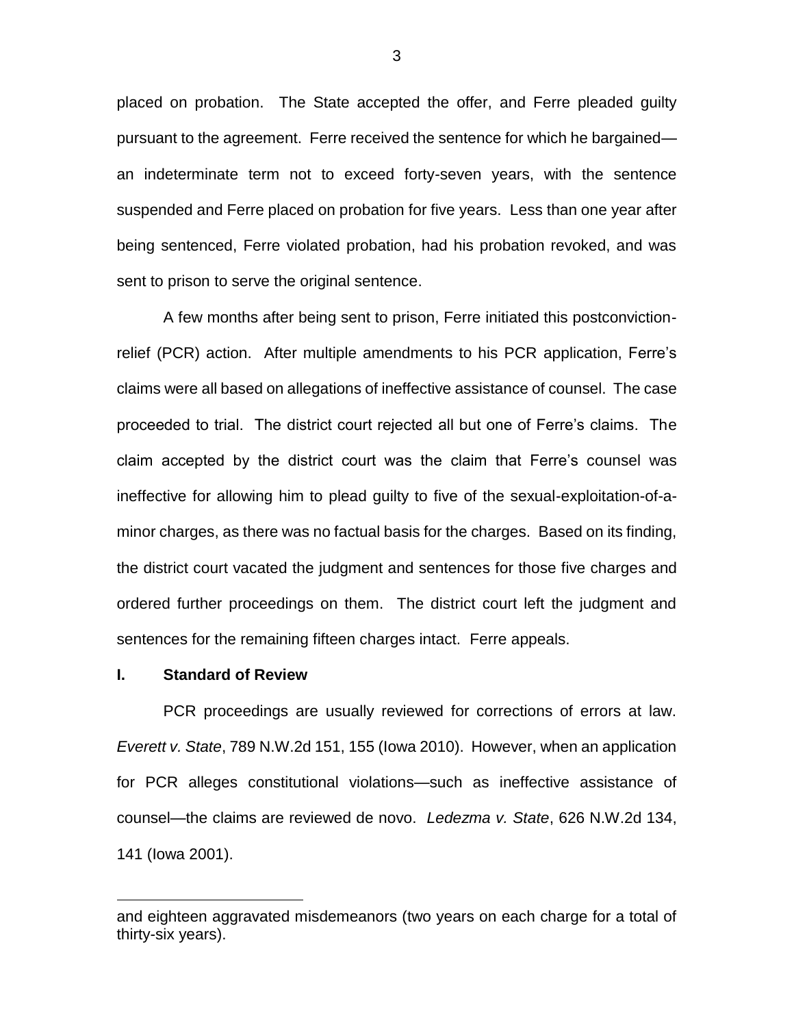placed on probation. The State accepted the offer, and Ferre pleaded guilty pursuant to the agreement. Ferre received the sentence for which he bargained—an indeterminate term not to exceed forty-seven years, with the sentence suspended and Ferre placed on probation for five years. Less than one year after being sentenced, Ferre violated probation, had his probation revoked, and was sent to prison to serve the original sentence.

A few months after being sent to prison, Ferre initiated this postconviction-relief (PCR) action. After multiple amendments to his PCR application, Ferre's claims were all based on allegations of ineffective assistance of counsel. The case proceeded to trial. The district court rejected all but one of Ferre's claims. The claim accepted by the district court was the claim that Ferre's counsel was ineffective for allowing him to plead guilty to five of the sexual-exploitation-of-a-minor charges, as there was no factual basis for the charges. Based on its finding, the district court vacated the judgment and sentences for those five charges and ordered further proceedings on them. The district court left the judgment and sentences for the remaining fifteen charges intact. Ferre appeals.

## I. Standard of Review

PCR proceedings are usually reviewed for corrections of errors at law. *Everett v. State*, 789 N.W.2d 151, 155 (Iowa 2010). However, when an application for PCR alleges constitutional violations—such as ineffective assistance of counsel—the claims are reviewed de novo. *Ledezma v. State*, 626 N.W.2d 134, 141 (Iowa 2001).

---

and eighteen aggravated misdemeanors (two years on each charge for a total of thirty-six years).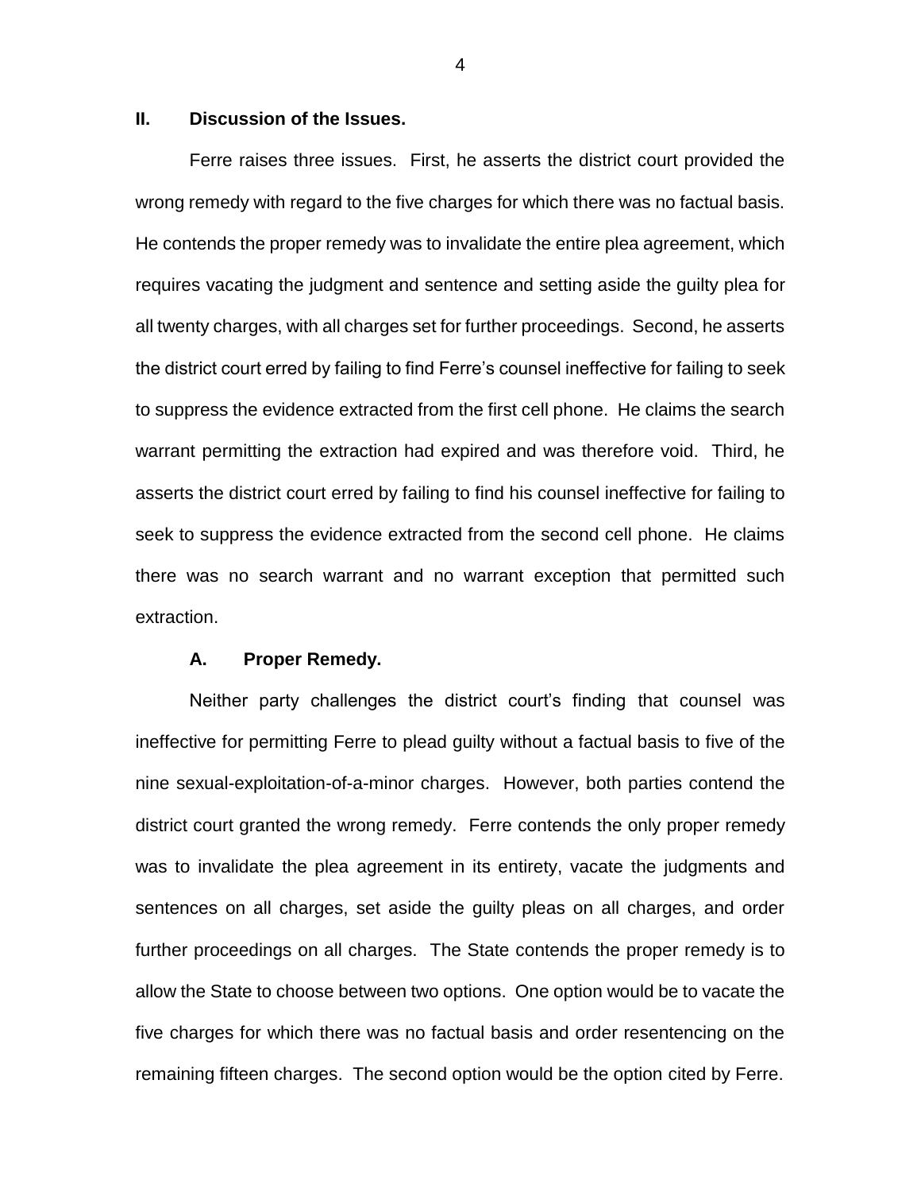## II. Discussion of the Issues.

Ferre raises three issues. First, he asserts the district court provided the wrong remedy with regard to the five charges for which there was no factual basis. He contends the proper remedy was to invalidate the entire plea agreement, which requires vacating the judgment and sentence and setting aside the guilty plea for all twenty charges, with all charges set for further proceedings. Second, he asserts the district court erred by failing to find Ferre's counsel ineffective for failing to seek to suppress the evidence extracted from the first cell phone. He claims the search warrant permitting the extraction had expired and was therefore void. Third, he asserts the district court erred by failing to find his counsel ineffective for failing to seek to suppress the evidence extracted from the second cell phone. He claims there was no search warrant and no warrant exception that permitted such extraction.

### A. Proper Remedy.

Neither party challenges the district court's finding that counsel was ineffective for permitting Ferre to plead guilty without a factual basis to five of the nine sexual-exploitation-of-a-minor charges. However, both parties contend the district court granted the wrong remedy. Ferre contends the only proper remedy was to invalidate the plea agreement in its entirety, vacate the judgments and sentences on all charges, set aside the guilty pleas on all charges, and order further proceedings on all charges. The State contends the proper remedy is to allow the State to choose between two options. One option would be to vacate the five charges for which there was no factual basis and order resentencing on the remaining fifteen charges. The second option would be the option cited by Ferre.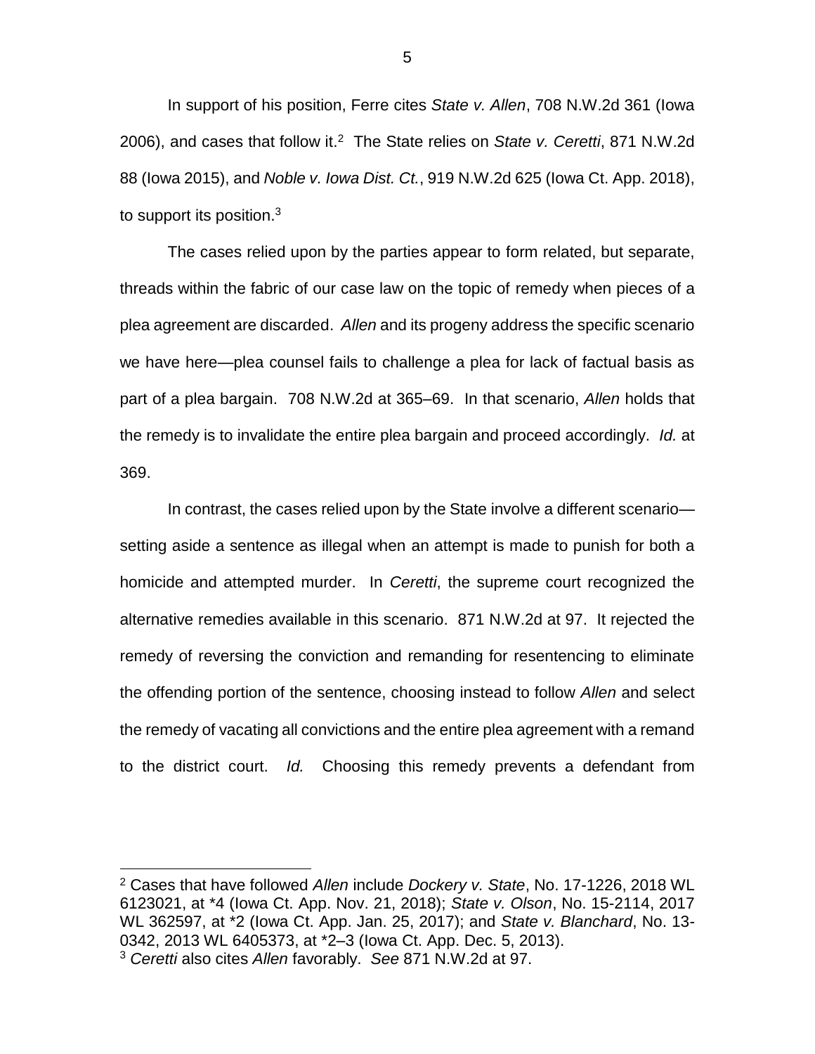In support of his position, Ferre cites *State v. Allen*, 708 N.W.2d 361 (Iowa 2006), and cases that follow it.[2] The State relies on *State v. Ceretti*, 871 N.W.2d 88 (Iowa 2015), and *Noble v. Iowa Dist. Ct.*, 919 N.W.2d 625 (Iowa Ct. App. 2018), to support its position.[3]

The cases relied upon by the parties appear to form related, but separate, threads within the fabric of our case law on the topic of remedy when pieces of a plea agreement are discarded. *Allen* and its progeny address the specific scenario we have here—plea counsel fails to challenge a plea for lack of factual basis as part of a plea bargain. 708 N.W.2d at 365–69. In that scenario, *Allen* holds that the remedy is to invalidate the entire plea bargain and proceed accordingly. *Id.* at 369.

In contrast, the cases relied upon by the State involve a different scenario—setting aside a sentence as illegal when an attempt is made to punish for both a homicide and attempted murder. In *Ceretti*, the supreme court recognized the alternative remedies available in this scenario. 871 N.W.2d at 97. It rejected the remedy of reversing the conviction and remanding for resentencing to eliminate the offending portion of the sentence, choosing instead to follow *Allen* and select the remedy of vacating all convictions and the entire plea agreement with a remand to the district court. *Id.* Choosing this remedy prevents a defendant from

---

[2] Cases that have followed *Allen* include *Dockery v. State*, No. 17-1226, 2018 WL 6123021, at *4 (Iowa Ct. App. Nov. 21, 2018); *State v. Olson*, No. 15-2114, 2017 WL 362597, at *2 (Iowa Ct. App. Jan. 25, 2017); and *State v. Blanchard*, No. 13-0342, 2013 WL 6405373, at *2–3 (Iowa Ct. App. Dec. 5, 2013).

[3] *Ceretti* also cites *Allen* favorably. *See* 871 N.W.2d at 97.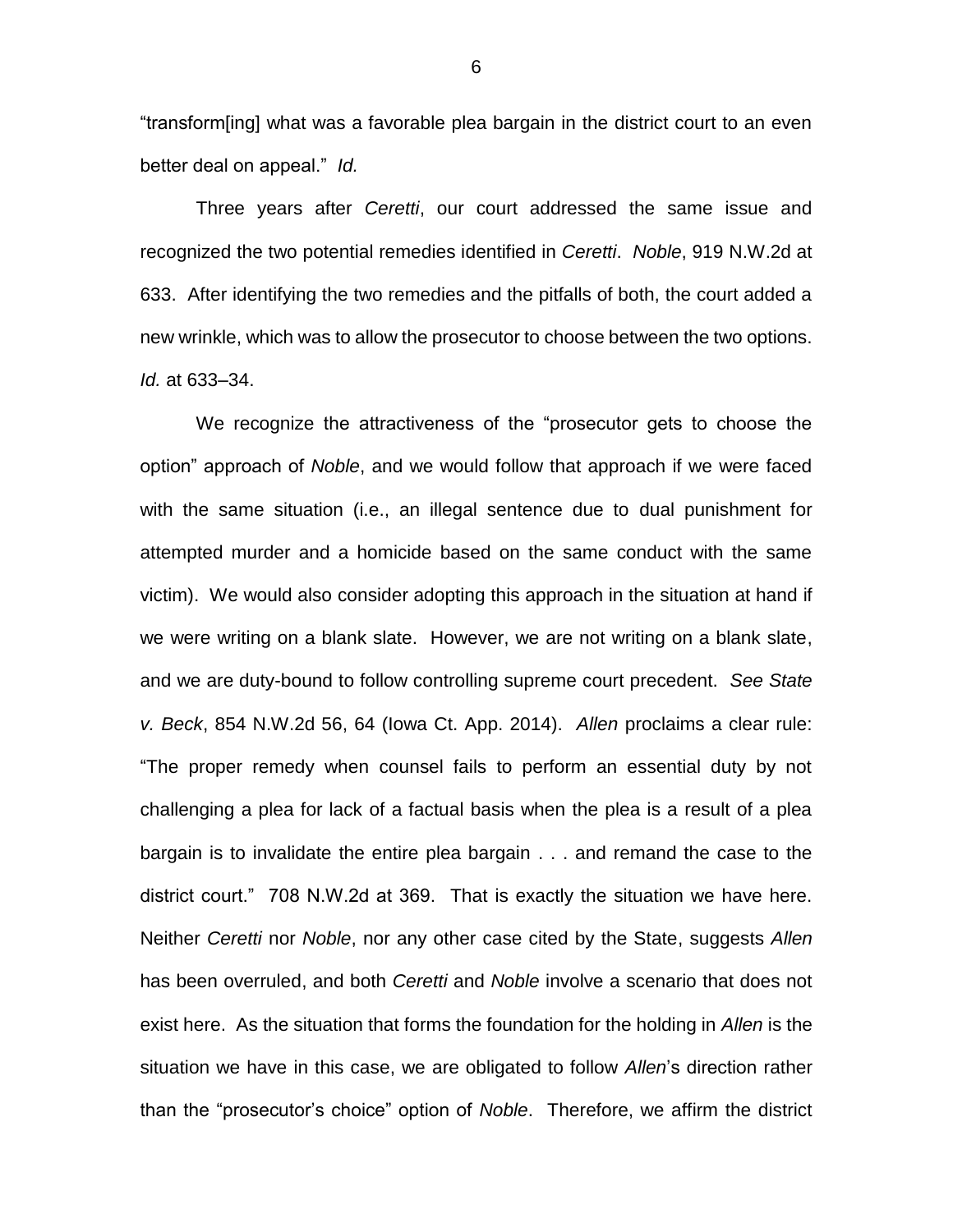"transform[ing] what was a favorable plea bargain in the district court to an even better deal on appeal." *Id.*

Three years after *Ceretti*, our court addressed the same issue and recognized the two potential remedies identified in *Ceretti*. *Noble*, 919 N.W.2d at 633. After identifying the two remedies and the pitfalls of both, the court added a new wrinkle, which was to allow the prosecutor to choose between the two options. *Id.* at 633–34.

We recognize the attractiveness of the "prosecutor gets to choose the option" approach of *Noble*, and we would follow that approach if we were faced with the same situation (i.e., an illegal sentence due to dual punishment for attempted murder and a homicide based on the same conduct with the same victim). We would also consider adopting this approach in the situation at hand if we were writing on a blank slate. However, we are not writing on a blank slate, and we are duty-bound to follow controlling supreme court precedent. *See State v. Beck*, 854 N.W.2d 56, 64 (Iowa Ct. App. 2014). *Allen* proclaims a clear rule: "The proper remedy when counsel fails to perform an essential duty by not challenging a plea for lack of a factual basis when the plea is a result of a plea bargain is to invalidate the entire plea bargain . . . and remand the case to the district court." 708 N.W.2d at 369. That is exactly the situation we have here. Neither *Ceretti* nor *Noble*, nor any other case cited by the State, suggests *Allen* has been overruled, and both *Ceretti* and *Noble* involve a scenario that does not exist here. As the situation that forms the foundation for the holding in *Allen* is the situation we have in this case, we are obligated to follow *Allen*'s direction rather than the "prosecutor's choice" option of *Noble*. Therefore, we affirm the district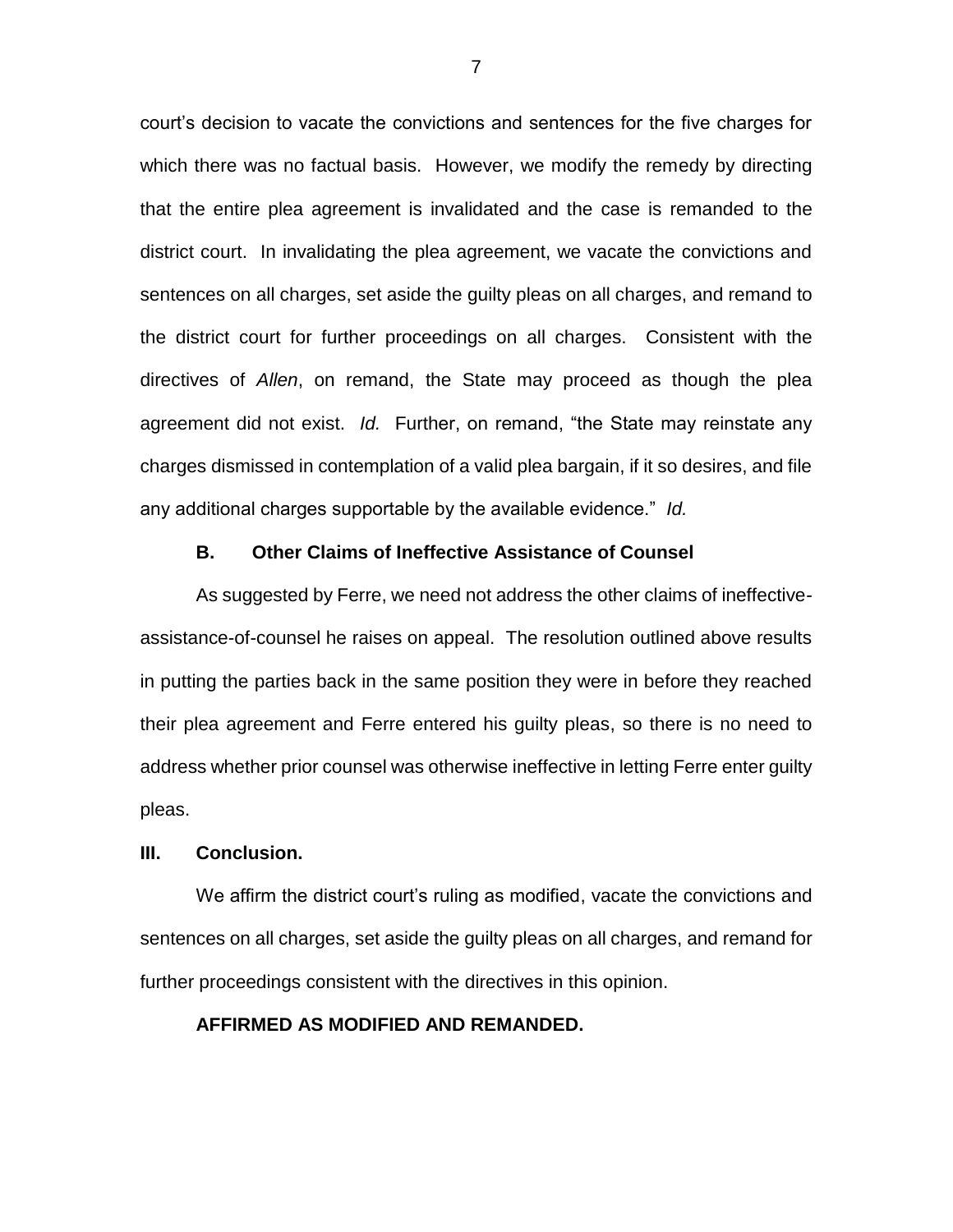court's decision to vacate the convictions and sentences for the five charges for which there was no factual basis. However, we modify the remedy by directing that the entire plea agreement is invalidated and the case is remanded to the district court. In invalidating the plea agreement, we vacate the convictions and sentences on all charges, set aside the guilty pleas on all charges, and remand to the district court for further proceedings on all charges. Consistent with the directives of *Allen*, on remand, the State may proceed as though the plea agreement did not exist. *Id.* Further, on remand, "the State may reinstate any charges dismissed in contemplation of a valid plea bargain, if it so desires, and file any additional charges supportable by the available evidence." *Id.*

### B. Other Claims of Ineffective Assistance of Counsel

As suggested by Ferre, we need not address the other claims of ineffective-assistance-of-counsel he raises on appeal. The resolution outlined above results in putting the parties back in the same position they were in before they reached their plea agreement and Ferre entered his guilty pleas, so there is no need to address whether prior counsel was otherwise ineffective in letting Ferre enter guilty pleas.

## III. Conclusion.

We affirm the district court's ruling as modified, vacate the convictions and sentences on all charges, set aside the guilty pleas on all charges, and remand for further proceedings consistent with the directives in this opinion.

**AFFIRMED AS MODIFIED AND REMANDED.**